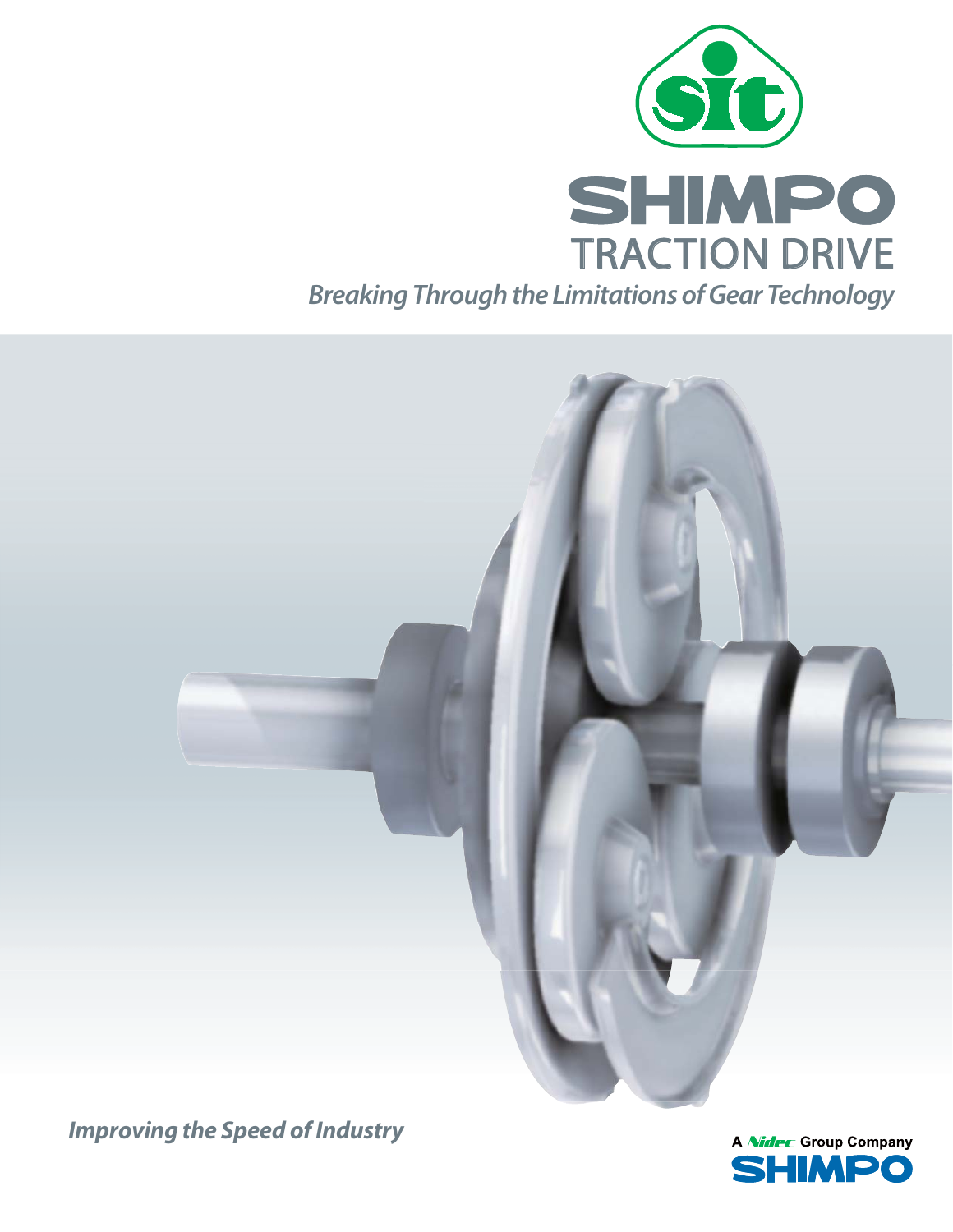sit

# SHIMPO

## TRACTION DRIVE

*Breaking Through the Limitations of Gear Technology*

*Improving the Speed of Industry*

A Nidec Group Company

SHIMPO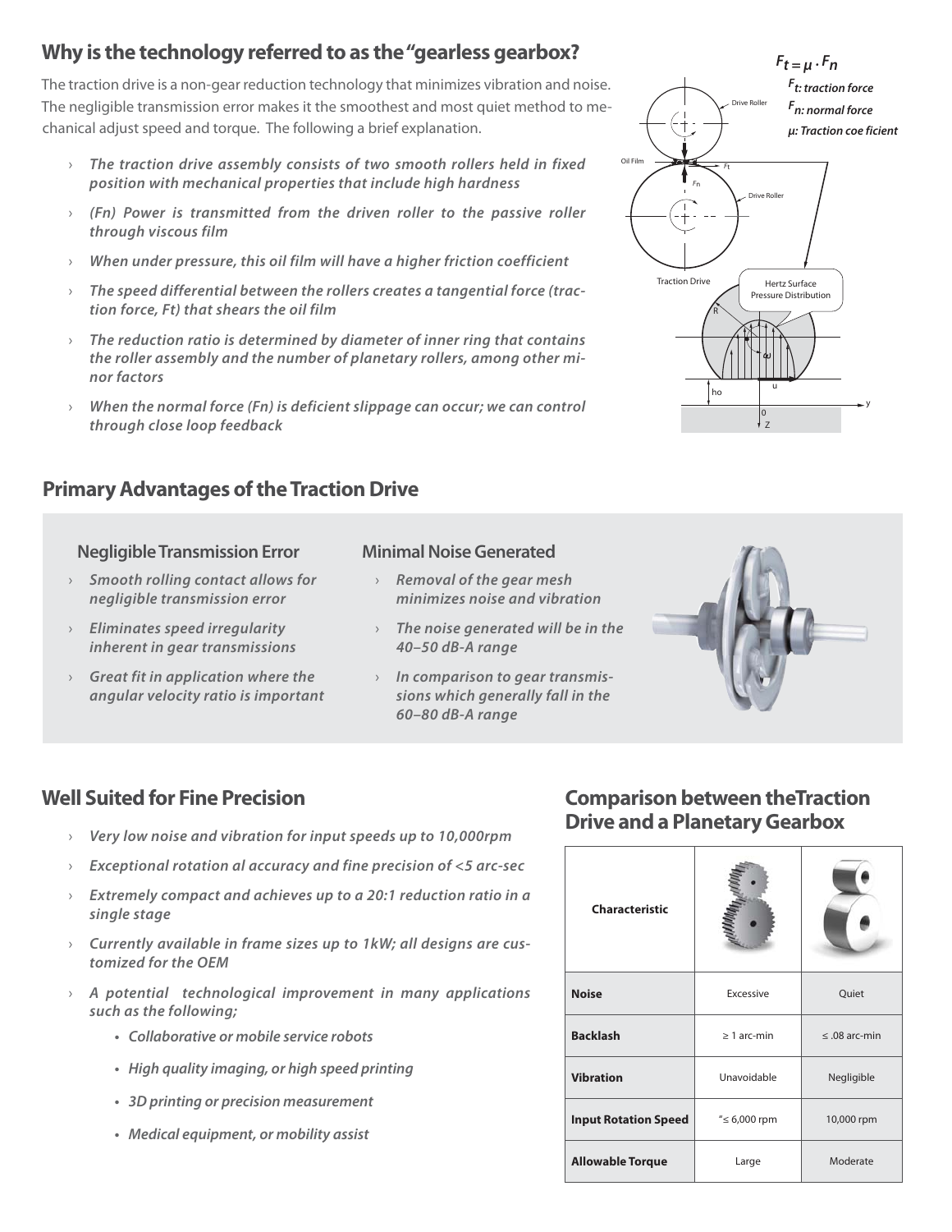## Why is the technology referred to as the "gearless gearbox?

The traction drive is a non-gear reduction technology that minimizes vibration and noise. The negligible transmission error makes it the smoothest and most quiet method to mechanical adjust speed and torque. The following a brief explanation.

- *The traction drive assembly consists of two smooth rollers held in fixed position with mechanical properties that include high hardness*
- *(Fn) Power is transmitted from the driven roller to the passive roller through viscous film*
- *When under pressure, this oil film will have a higher friction coefficient*
- *The speed differential between the rollers creates a tangential force (traction force, Ft) that shears the oil film*
- *The reduction ratio is determined by diameter of inner ring that contains the roller assembly and the number of planetary rollers, among other minor factors*
- *When the normal force (Fn) is deficient slippage can occur; we can control through close loop feedback*

$$F_t = \mu \cdot F_n$$

*$F_t$: traction force*
*$F_n$: normal force*
*μ: Traction coe ficient*

Drive Roller
Oil Film
$F_t$
$F_n$
Drive Roller
Traction Drive
Hertz Surface Pressure Distribution
R
ω
u
ho
0
Z
y

## Primary Advantages of the Traction Drive

### Negligible Transmission Error

- *Smooth rolling contact allows for negligible transmission error*
- *Eliminates speed irregularity inherent in gear transmissions*
- *Great fit in application where the angular velocity ratio is important*

### Minimal Noise Generated

- *Removal of the gear mesh minimizes noise and vibration*
- *The noise generated will be in the 40–50 dB-A range*
- *In comparison to gear transmissions which generally fall in the 60–80 dB-A range*

## Well Suited for Fine Precision

- *Very low noise and vibration for input speeds up to 10,000rpm*
- *Exceptional rotation al accuracy and fine precision of <5 arc-sec*
- *Extremely compact and achieves up to a 20:1 reduction ratio in a single stage*
- *Currently available in frame sizes up to 1kW; all designs are customized for the OEM*
- *A potential technological improvement in many applications such as the following;*
  - *Collaborative or mobile service robots*
  - *High quality imaging, or high speed printing*
  - *3D printing or precision measurement*
  - *Medical equipment, or mobility assist*

## Comparison between theTraction Drive and a Planetary Gearbox

| Characteristic | | |
|---|---|---|
| **Noise** | Excessive | Quiet |
| **Backlash** | ≥ 1 arc-min | ≤ .08 arc-min |
| **Vibration** | Unavoidable | Negligible |
| **Input Rotation Speed** | "≤ 6,000 rpm | 10,000 rpm |
| **Allowable Torque** | Large | Moderate |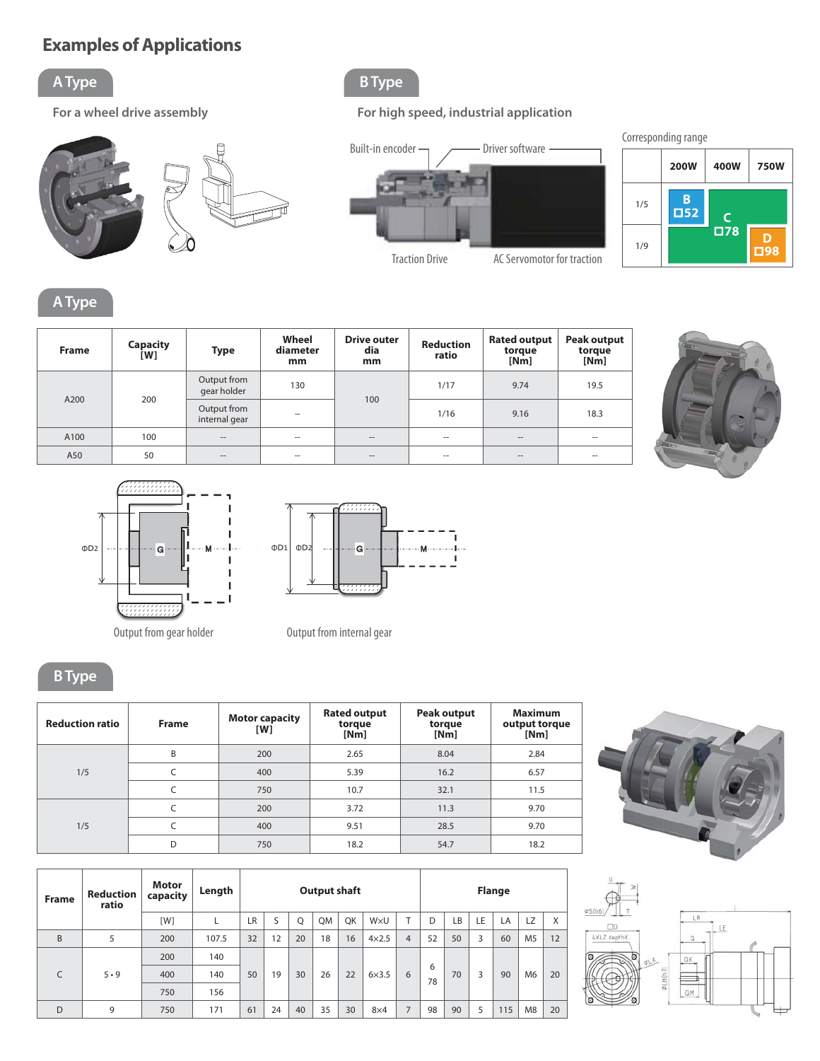## Examples of Applications

### A Type

For a wheel drive assembly

### B Type

For high speed, industrial application

Built-in encoder — Driver software

Traction Drive — AC Servomotor for traction

Corresponding range

| | 200W | 400W | 750W |
|---|---|---|---|
| 1/5 | B □52 | C □78 | |
| 1/9 | | | D □98 |

### A Type

| Frame | Capacity [W] | Type | Wheel diameter mm | Drive outer dia mm | Reduction ratio | Rated output torque [Nm] | Peak output torque [Nm] |
|---|---|---|---|---|---|---|---|
| A200 | 200 | Output from gear holder | 130 | 100 | 1/17 | 9.74 | 19.5 |
| | | Output from internal gear | – | | 1/16 | 9.16 | 18.3 |
| A100 | 100 | -- | -- | -- | -- | -- | -- |
| A50 | 50 | -- | -- | -- | -- | -- | -- |

ΦD2 G M

Output from gear holder

ΦD1 ΦD2 G M

Output from internal gear

### B Type

| Reduction ratio | Frame | Motor capacity [W] | Rated output torque [Nm] | Peak output torque [Nm] | Maximum output torque [Nm] |
|---|---|---|---|---|---|
| 1/5 | B | 200 | 2.65 | 8.04 | 2.84 |
| | C | 400 | 5.39 | 16.2 | 6.57 |
| | C | 750 | 10.7 | 32.1 | 11.5 |
| 1/5 | C | 200 | 3.72 | 11.3 | 9.70 |
| | C | 400 | 9.51 | 28.5 | 9.70 |
| | D | 750 | 18.2 | 54.7 | 18.2 |

| Frame | Reduction ratio | Motor capacity | Length | Output shaft | | | | | | | Flange | | | | | |
|---|---|---|---|---|---|---|---|---|---|---|---|---|---|---|---|---|
| | | [W] | L | LR | S | Q | QM | QK | W×U | T | D | LB | LE | LA | LZ | X |
| B | 5 | 200 | 107.5 | 32 | 12 | 20 | 18 | 16 | 4×2.5 | 4 | 52 | 50 | 3 | 60 | M5 | 12 |
| C | 5・9 | 200 | 140 | 50 | 19 | 30 | 26 | 22 | 6×3.5 | 6 | 6 78 | 70 | 3 | 90 | M6 | 20 |
| | | 400 | 140 | | | | | | | | | | | | | |
| | | 750 | 156 | | | | | | | | | | | | | |
| D | 9 | 750 | 171 | 61 | 24 | 40 | 35 | 30 | 8×4 | 7 | 98 | 90 | 5 | 115 | M8 | 20 |